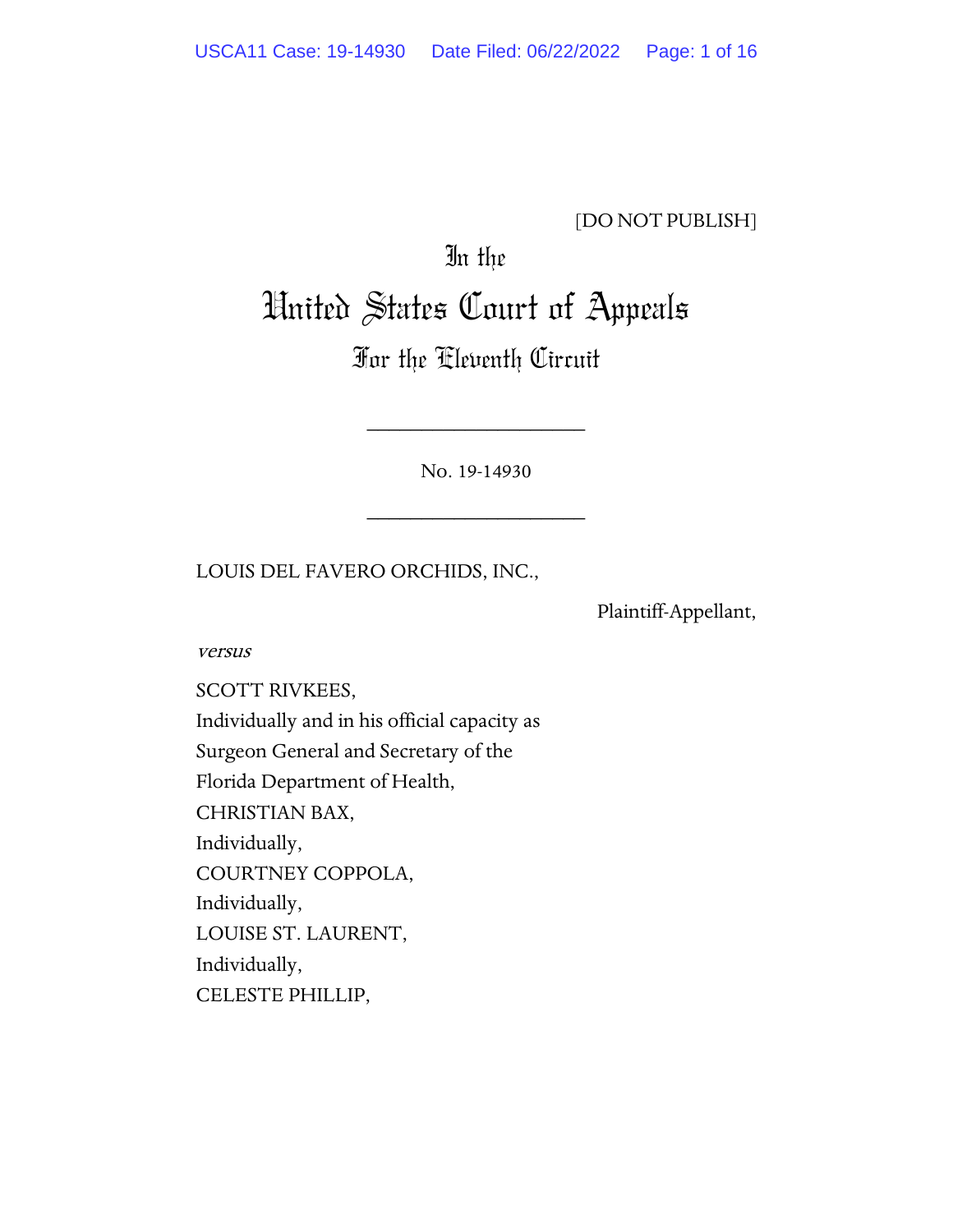[DO NOT PUBLISH]

In the

# United States Court of Appeals

## For the Eleventh Circuit

____________________

No. 19-14930

____________________

LOUIS DEL FAVERO ORCHIDS, INC.,

Plaintiff-Appellant,

*versus*

SCOTT RIVKEES,
Individually and in his official capacity as
Surgeon General and Secretary of the
Florida Department of Health,
CHRISTIAN BAX,
Individually,
COURTNEY COPPOLA,
Individually,
LOUISE ST. LAURENT,
Individually,
CELESTE PHILLIP,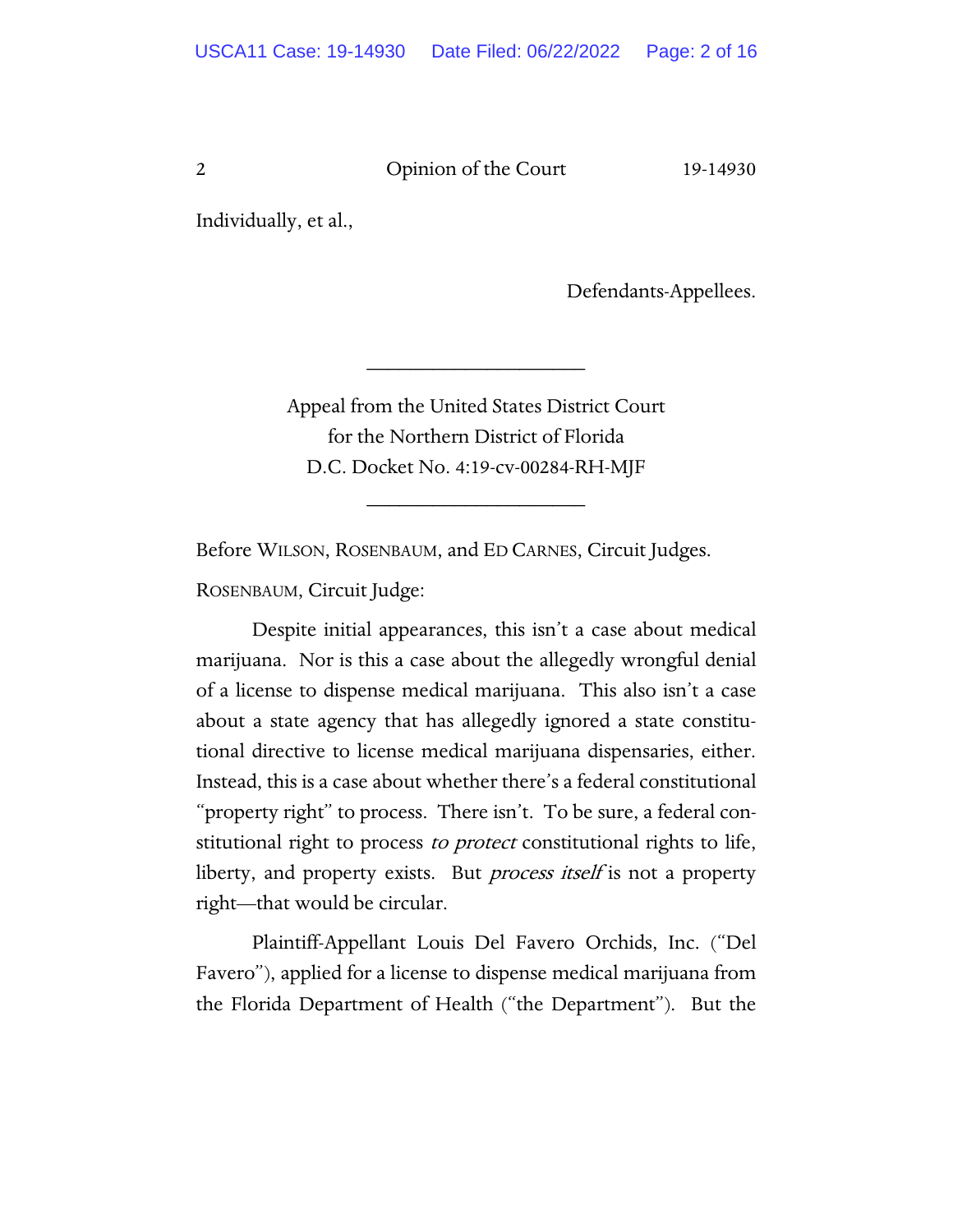Individually, et al.,

Defendants-Appellees.

---

Appeal from the United States District Court
for the Northern District of Florida
D.C. Docket No. 4:19-cv-00284-RH-MJF

---

Before WILSON, ROSENBAUM, and ED CARNES, Circuit Judges.

ROSENBAUM, Circuit Judge:

Despite initial appearances, this isn't a case about medical marijuana. Nor is this a case about the allegedly wrongful denial of a license to dispense medical marijuana. This also isn't a case about a state agency that has allegedly ignored a state constitutional directive to license medical marijuana dispensaries, either. Instead, this is a case about whether there's a federal constitutional "property right" to process. There isn't. To be sure, a federal constitutional right to process *to protect* constitutional rights to life, liberty, and property exists. But *process itself* is not a property right—that would be circular.

Plaintiff-Appellant Louis Del Favero Orchids, Inc. ("Del Favero"), applied for a license to dispense medical marijuana from the Florida Department of Health ("the Department"). But the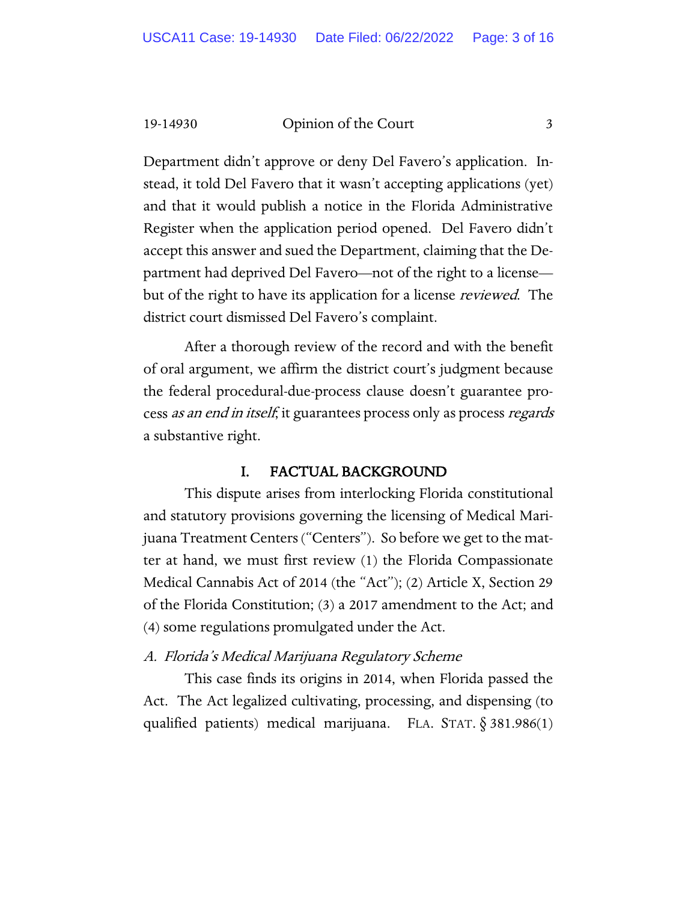Department didn't approve or deny Del Favero's application. Instead, it told Del Favero that it wasn't accepting applications (yet) and that it would publish a notice in the Florida Administrative Register when the application period opened. Del Favero didn't accept this answer and sued the Department, claiming that the Department had deprived Del Favero—not of the right to a license—but of the right to have its application for a license *reviewed*. The district court dismissed Del Favero's complaint.

After a thorough review of the record and with the benefit of oral argument, we affirm the district court's judgment because the federal procedural-due-process clause doesn't guarantee process *as an end in itself*; it guarantees process only as process *regards* a substantive right.

## I. FACTUAL BACKGROUND

This dispute arises from interlocking Florida constitutional and statutory provisions governing the licensing of Medical Marijuana Treatment Centers ("Centers"). So before we get to the matter at hand, we must first review (1) the Florida Compassionate Medical Cannabis Act of 2014 (the "Act"); (2) Article X, Section 29 of the Florida Constitution; (3) a 2017 amendment to the Act; and (4) some regulations promulgated under the Act.

### *A. Florida's Medical Marijuana Regulatory Scheme*

This case finds its origins in 2014, when Florida passed the Act. The Act legalized cultivating, processing, and dispensing (to qualified patients) medical marijuana. FLA. STAT. § 381.986(1)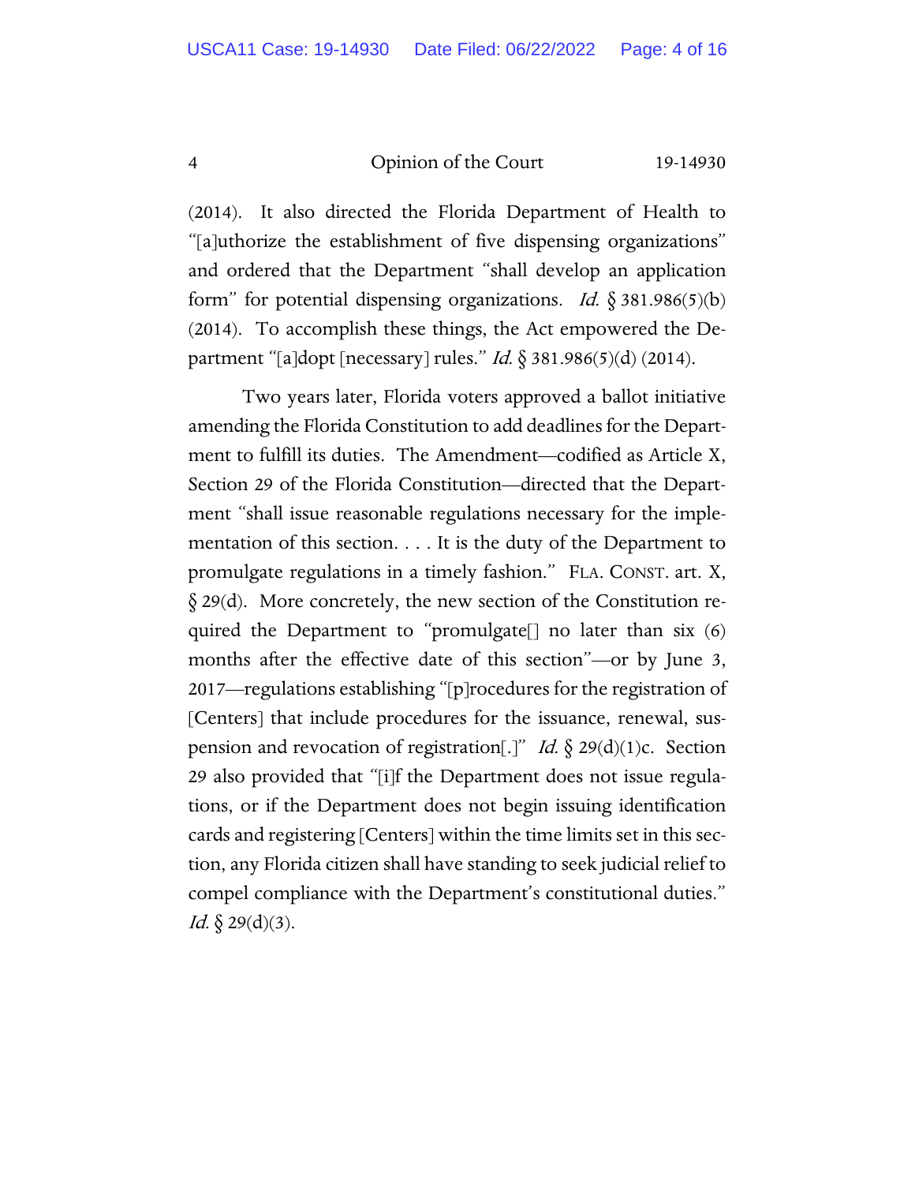(2014). It also directed the Florida Department of Health to "[a]uthorize the establishment of five dispensing organizations" and ordered that the Department "shall develop an application form" for potential dispensing organizations. *Id.* § 381.986(5)(b) (2014). To accomplish these things, the Act empowered the Department "[a]dopt [necessary] rules." *Id.* § 381.986(5)(d) (2014).

Two years later, Florida voters approved a ballot initiative amending the Florida Constitution to add deadlines for the Department to fulfill its duties. The Amendment—codified as Article X, Section 29 of the Florida Constitution—directed that the Department "shall issue reasonable regulations necessary for the implementation of this section. . . . It is the duty of the Department to promulgate regulations in a timely fashion." FLA. CONST. art. X, § 29(d). More concretely, the new section of the Constitution required the Department to "promulgate[] no later than six (6) months after the effective date of this section"—or by June 3, 2017—regulations establishing "[p]rocedures for the registration of [Centers] that include procedures for the issuance, renewal, suspension and revocation of registration[.]" *Id.* § 29(d)(1)c. Section 29 also provided that "[i]f the Department does not issue regulations, or if the Department does not begin issuing identification cards and registering [Centers] within the time limits set in this section, any Florida citizen shall have standing to seek judicial relief to compel compliance with the Department's constitutional duties." *Id.* § 29(d)(3).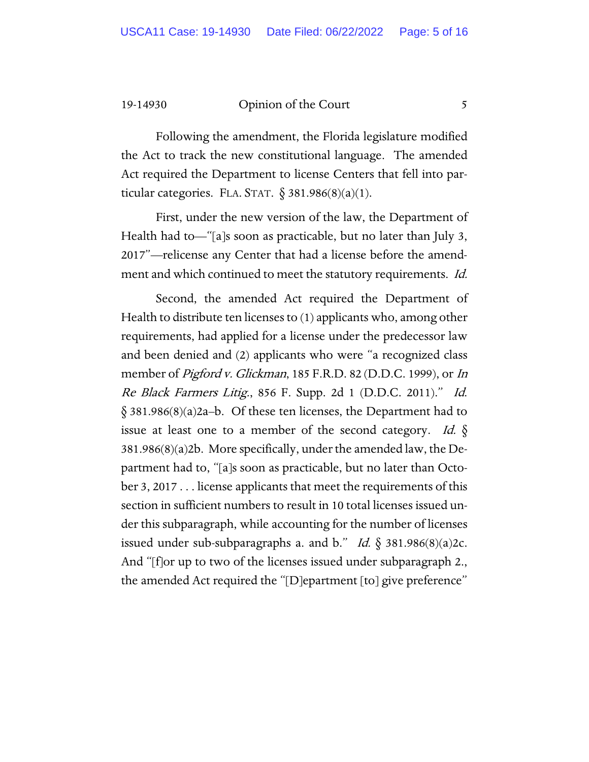Following the amendment, the Florida legislature modified the Act to track the new constitutional language. The amended Act required the Department to license Centers that fell into particular categories. FLA. STAT. § 381.986(8)(a)(1).

First, under the new version of the law, the Department of Health had to—"[a]s soon as practicable, but no later than July 3, 2017"—relicense any Center that had a license before the amendment and which continued to meet the statutory requirements. *Id.*

Second, the amended Act required the Department of Health to distribute ten licenses to (1) applicants who, among other requirements, had applied for a license under the predecessor law and been denied and (2) applicants who were "a recognized class member of *Pigford v. Glickman*, 185 F.R.D. 82 (D.D.C. 1999), or *In Re Black Farmers Litig.*, 856 F. Supp. 2d 1 (D.D.C. 2011)." *Id.* § 381.986(8)(a)2a–b. Of these ten licenses, the Department had to issue at least one to a member of the second category. *Id.* § 381.986(8)(a)2b. More specifically, under the amended law, the Department had to, "[a]s soon as practicable, but no later than October 3, 2017 . . . license applicants that meet the requirements of this section in sufficient numbers to result in 10 total licenses issued under this subparagraph, while accounting for the number of licenses issued under sub-subparagraphs a. and b." *Id.* § 381.986(8)(a)2c. And "[f]or up to two of the licenses issued under subparagraph 2., the amended Act required the "[D]epartment [to] give preference"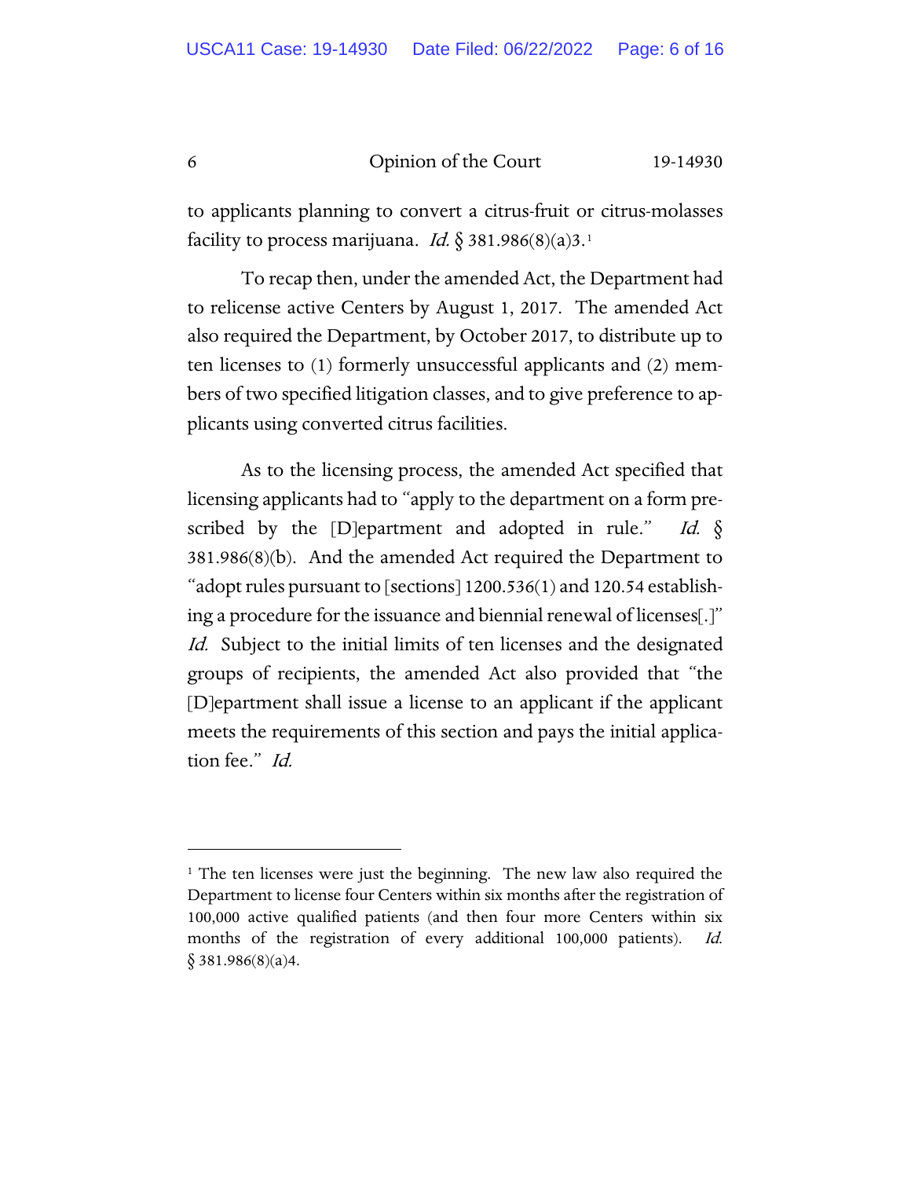to applicants planning to convert a citrus-fruit or citrus-molasses facility to process marijuana. *Id.* § 381.986(8)(a)3.[1]

To recap then, under the amended Act, the Department had to relicense active Centers by August 1, 2017. The amended Act also required the Department, by October 2017, to distribute up to ten licenses to (1) formerly unsuccessful applicants and (2) members of two specified litigation classes, and to give preference to applicants using converted citrus facilities.

As to the licensing process, the amended Act specified that licensing applicants had to "apply to the department on a form prescribed by the [D]epartment and adopted in rule." *Id.* § 381.986(8)(b). And the amended Act required the Department to "adopt rules pursuant to [sections] 1200.536(1) and 120.54 establishing a procedure for the issuance and biennial renewal of licenses[.]" *Id.* Subject to the initial limits of ten licenses and the designated groups of recipients, the amended Act also provided that "the [D]epartment shall issue a license to an applicant if the applicant meets the requirements of this section and pays the initial application fee." *Id.*

---

[1] The ten licenses were just the beginning. The new law also required the Department to license four Centers within six months after the registration of 100,000 active qualified patients (and then four more Centers within six months of the registration of every additional 100,000 patients). *Id.* § 381.986(8)(a)4.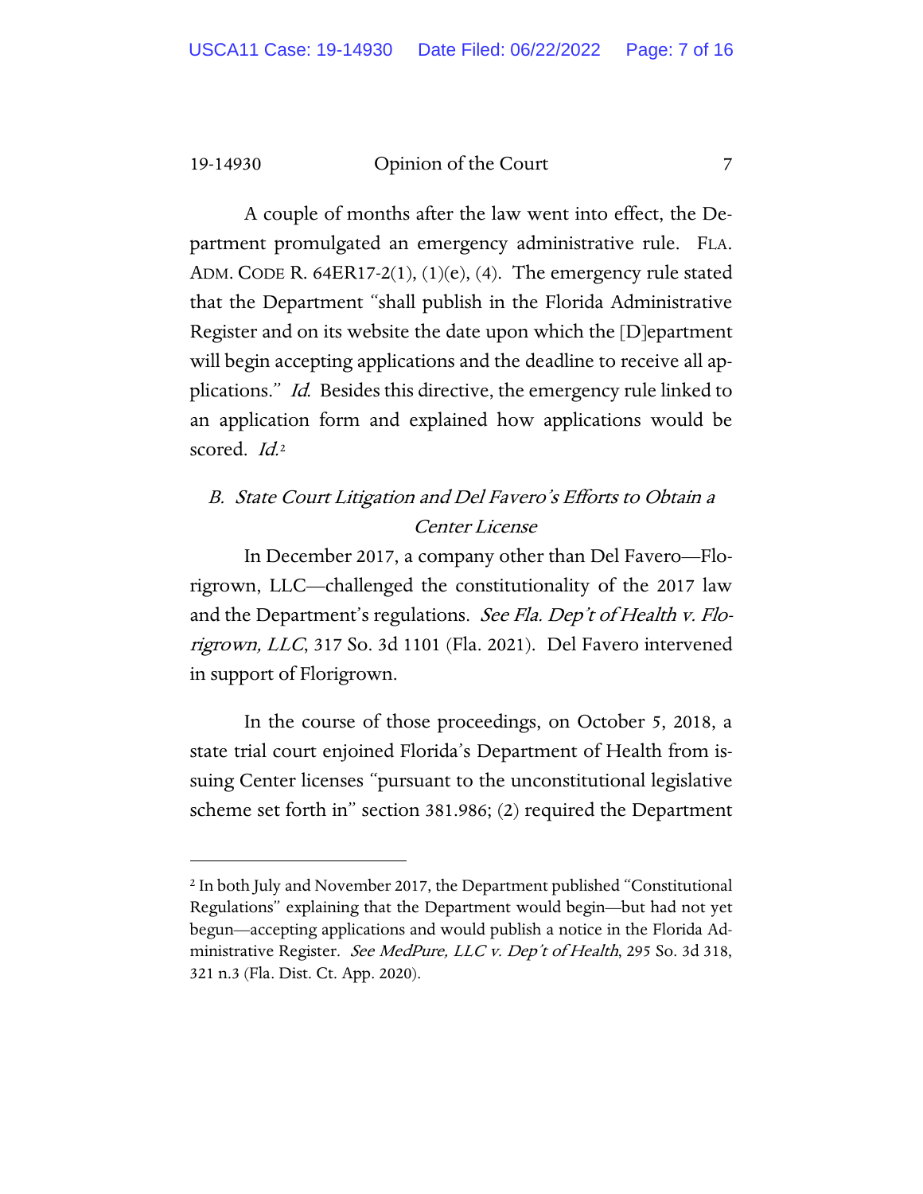A couple of months after the law went into effect, the Department promulgated an emergency administrative rule. FLA. ADM. CODE R. 64ER17-2(1), (1)(e), (4). The emergency rule stated that the Department "shall publish in the Florida Administrative Register and on its website the date upon which the [D]epartment will begin accepting applications and the deadline to receive all applications." *Id.* Besides this directive, the emergency rule linked to an application form and explained how applications would be scored. *Id.*[2]

### B. *State Court Litigation and Del Favero's Efforts to Obtain a Center License*

In December 2017, a company other than Del Favero—Florigrown, LLC—challenged the constitutionality of the 2017 law and the Department's regulations. *See Fla. Dep't of Health v. Florigrown, LLC*, 317 So. 3d 1101 (Fla. 2021). Del Favero intervened in support of Florigrown.

In the course of those proceedings, on October 5, 2018, a state trial court enjoined Florida's Department of Health from issuing Center licenses "pursuant to the unconstitutional legislative scheme set forth in" section 381.986; (2) required the Department

---

[2] In both July and November 2017, the Department published "Constitutional Regulations" explaining that the Department would begin—but had not yet begun—accepting applications and would publish a notice in the Florida Administrative Register. *See MedPure, LLC v. Dep't of Health*, 295 So. 3d 318, 321 n.3 (Fla. Dist. Ct. App. 2020).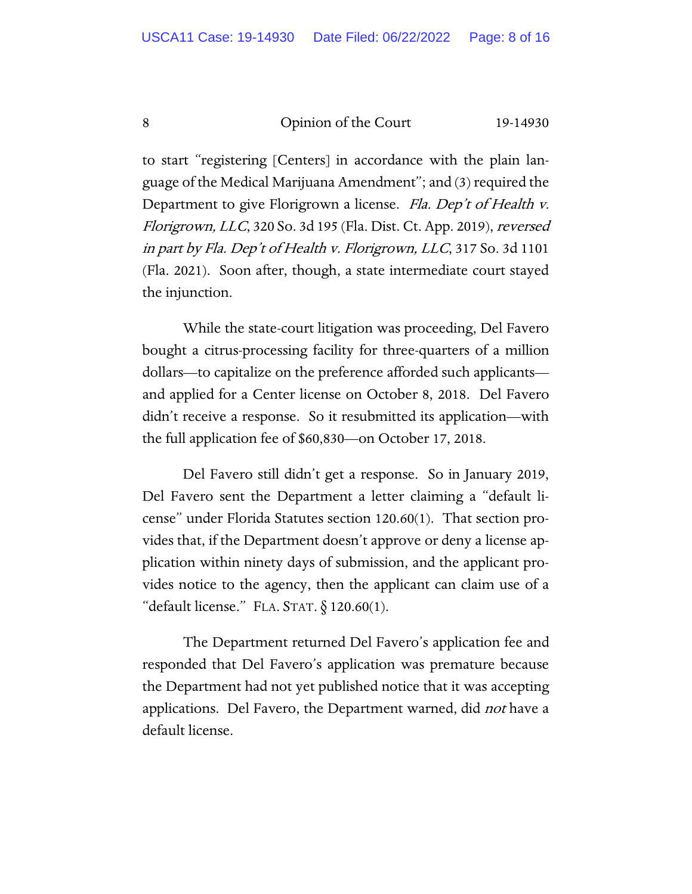to start "registering [Centers] in accordance with the plain language of the Medical Marijuana Amendment"; and (3) required the Department to give Florigrown a license. *Fla. Dep't of Health v. Florigrown, LLC*, 320 So. 3d 195 (Fla. Dist. Ct. App. 2019), *reversed in part by Fla. Dep't of Health v. Florigrown, LLC*, 317 So. 3d 1101 (Fla. 2021). Soon after, though, a state intermediate court stayed the injunction.

While the state-court litigation was proceeding, Del Favero bought a citrus-processing facility for three-quarters of a million dollars—to capitalize on the preference afforded such applicants—and applied for a Center license on October 8, 2018. Del Favero didn't receive a response. So it resubmitted its application—with the full application fee of $60,830—on October 17, 2018.

Del Favero still didn't get a response. So in January 2019, Del Favero sent the Department a letter claiming a "default license" under Florida Statutes section 120.60(1). That section provides that, if the Department doesn't approve or deny a license application within ninety days of submission, and the applicant provides notice to the agency, then the applicant can claim use of a "default license." FLA. STAT. § 120.60(1).

The Department returned Del Favero's application fee and responded that Del Favero's application was premature because the Department had not yet published notice that it was accepting applications. Del Favero, the Department warned, did *not* have a default license.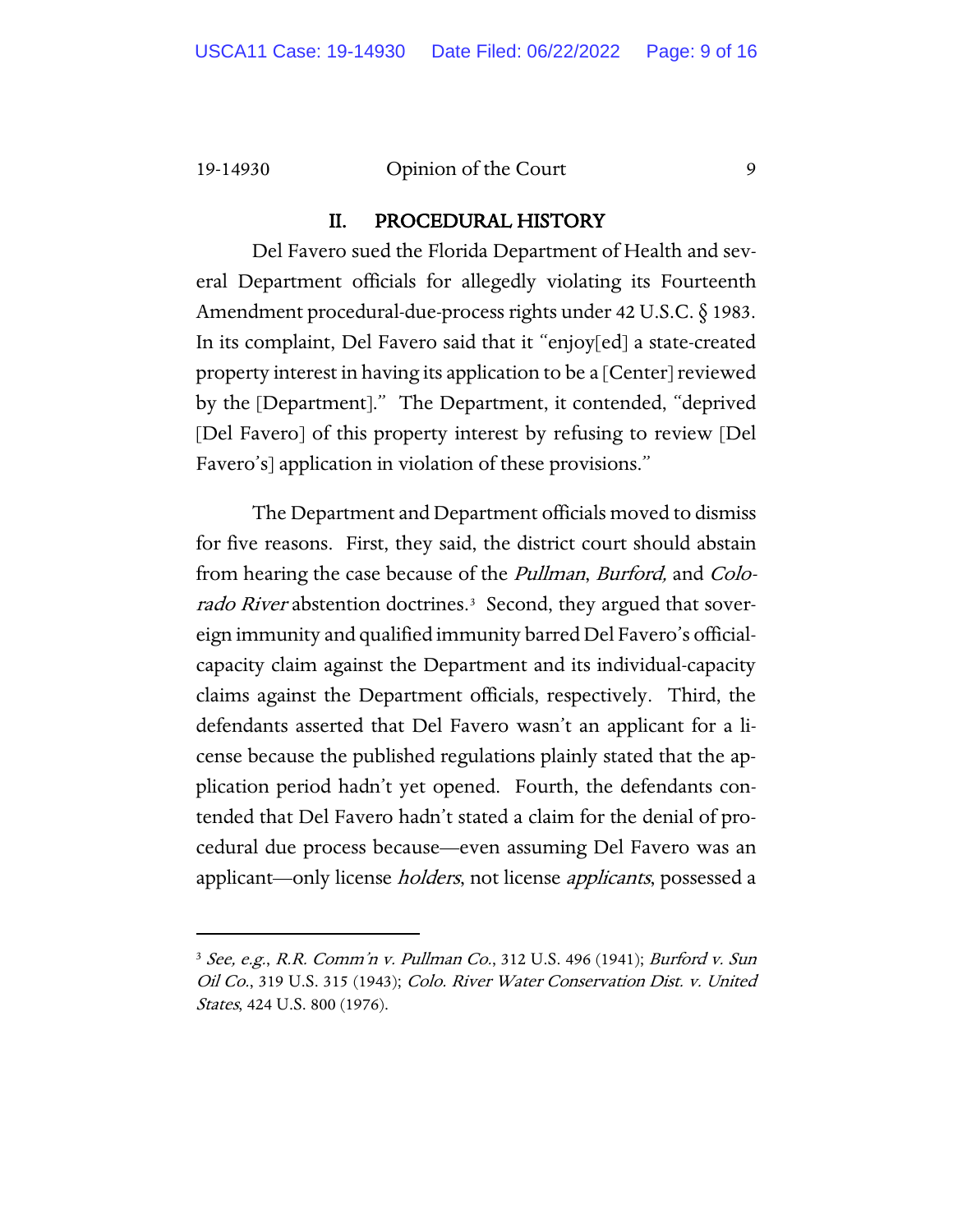## II. PROCEDURAL HISTORY

Del Favero sued the Florida Department of Health and several Department officials for allegedly violating its Fourteenth Amendment procedural-due-process rights under 42 U.S.C. § 1983. In its complaint, Del Favero said that it "enjoy[ed] a state-created property interest in having its application to be a [Center] reviewed by the [Department]." The Department, it contended, "deprived [Del Favero] of this property interest by refusing to review [Del Favero's] application in violation of these provisions."

The Department and Department officials moved to dismiss for five reasons. First, they said, the district court should abstain from hearing the case because of the *Pullman*, *Burford,* and *Colorado River* abstention doctrines.[3] Second, they argued that sovereign immunity and qualified immunity barred Del Favero's official-capacity claim against the Department and its individual-capacity claims against the Department officials, respectively. Third, the defendants asserted that Del Favero wasn't an applicant for a license because the published regulations plainly stated that the application period hadn't yet opened. Fourth, the defendants contended that Del Favero hadn't stated a claim for the denial of procedural due process because—even assuming Del Favero was an applicant—only license *holders*, not license *applicants*, possessed a

---

[3] *See, e.g.*, *R.R. Comm'n v. Pullman Co.*, 312 U.S. 496 (1941); *Burford v. Sun Oil Co.*, 319 U.S. 315 (1943); *Colo. River Water Conservation Dist. v. United States*, 424 U.S. 800 (1976).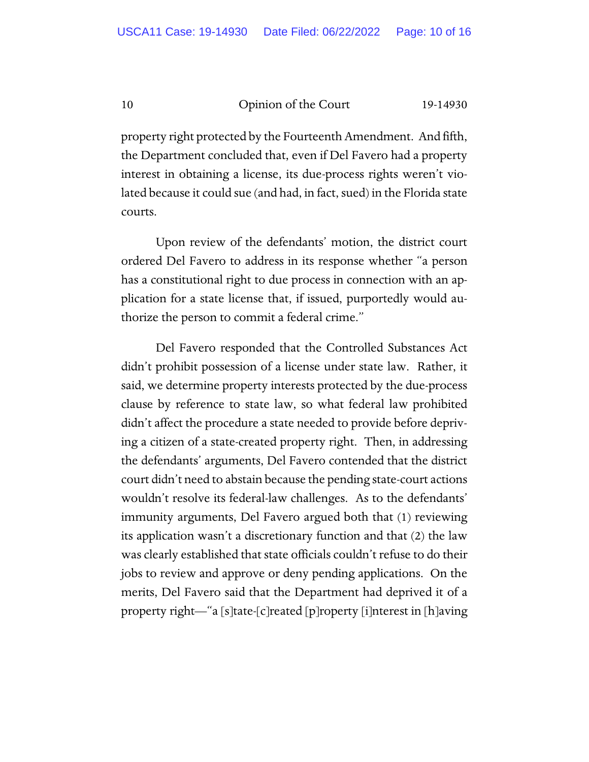property right protected by the Fourteenth Amendment. And fifth, the Department concluded that, even if Del Favero had a property interest in obtaining a license, its due-process rights weren't violated because it could sue (and had, in fact, sued) in the Florida state courts.

Upon review of the defendants' motion, the district court ordered Del Favero to address in its response whether "a person has a constitutional right to due process in connection with an application for a state license that, if issued, purportedly would authorize the person to commit a federal crime."

Del Favero responded that the Controlled Substances Act didn't prohibit possession of a license under state law. Rather, it said, we determine property interests protected by the due-process clause by reference to state law, so what federal law prohibited didn't affect the procedure a state needed to provide before depriving a citizen of a state-created property right. Then, in addressing the defendants' arguments, Del Favero contended that the district court didn't need to abstain because the pending state-court actions wouldn't resolve its federal-law challenges. As to the defendants' immunity arguments, Del Favero argued both that (1) reviewing its application wasn't a discretionary function and that (2) the law was clearly established that state officials couldn't refuse to do their jobs to review and approve or deny pending applications. On the merits, Del Favero said that the Department had deprived it of a property right—"a [s]tate-[c]reated [p]roperty [i]nterest in [h]aving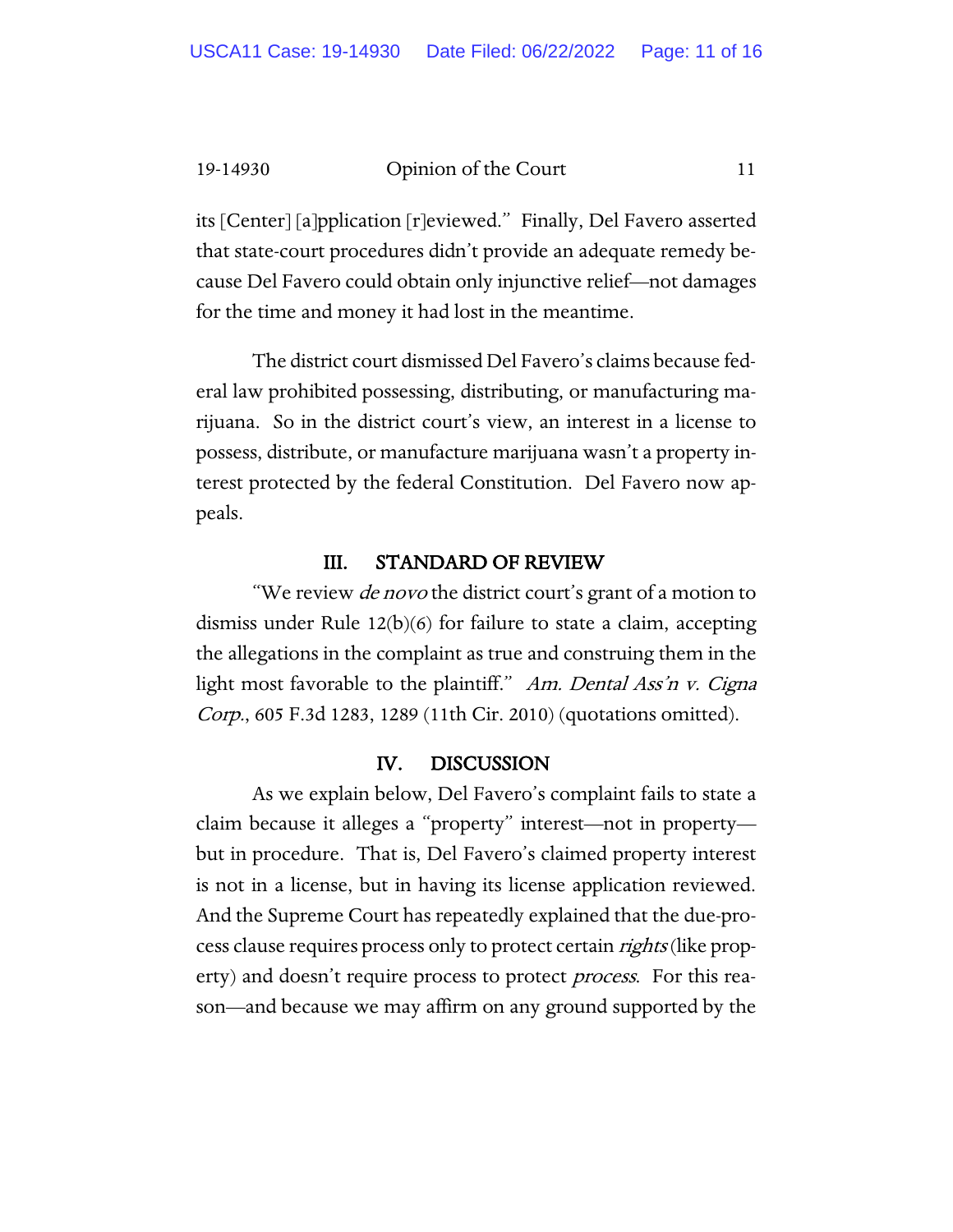its [Center] [a]pplication [r]eviewed." Finally, Del Favero asserted that state-court procedures didn't provide an adequate remedy because Del Favero could obtain only injunctive relief—not damages for the time and money it had lost in the meantime.

The district court dismissed Del Favero's claims because federal law prohibited possessing, distributing, or manufacturing marijuana. So in the district court's view, an interest in a license to possess, distribute, or manufacture marijuana wasn't a property interest protected by the federal Constitution. Del Favero now appeals.

## III. STANDARD OF REVIEW

"We review *de novo* the district court's grant of a motion to dismiss under Rule 12(b)(6) for failure to state a claim, accepting the allegations in the complaint as true and construing them in the light most favorable to the plaintiff." *Am. Dental Ass'n v. Cigna Corp.*, 605 F.3d 1283, 1289 (11th Cir. 2010) (quotations omitted).

## IV. DISCUSSION

As we explain below, Del Favero's complaint fails to state a claim because it alleges a "property" interest—not in property—but in procedure. That is, Del Favero's claimed property interest is not in a license, but in having its license application reviewed. And the Supreme Court has repeatedly explained that the due-process clause requires process only to protect certain *rights* (like property) and doesn't require process to protect *process*. For this reason—and because we may affirm on any ground supported by the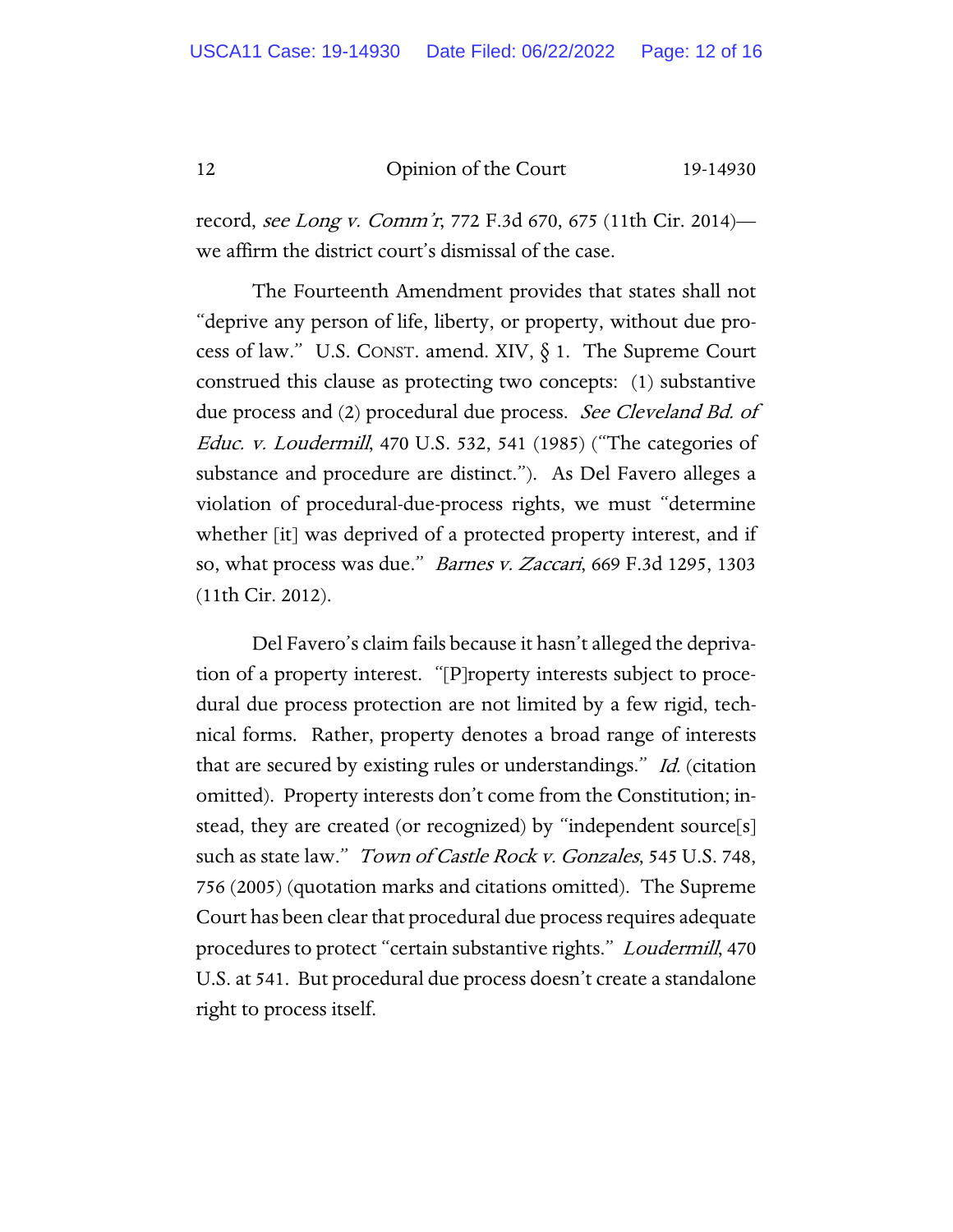record, *see Long v. Comm'r*, 772 F.3d 670, 675 (11th Cir. 2014)—we affirm the district court's dismissal of the case.

The Fourteenth Amendment provides that states shall not "deprive any person of life, liberty, or property, without due process of law." U.S. CONST. amend. XIV, § 1. The Supreme Court construed this clause as protecting two concepts: (1) substantive due process and (2) procedural due process. *See Cleveland Bd. of Educ. v. Loudermill*, 470 U.S. 532, 541 (1985) ("The categories of substance and procedure are distinct."). As Del Favero alleges a violation of procedural-due-process rights, we must "determine whether [it] was deprived of a protected property interest, and if so, what process was due." *Barnes v. Zaccari*, 669 F.3d 1295, 1303 (11th Cir. 2012).

Del Favero's claim fails because it hasn't alleged the deprivation of a property interest. "[P]roperty interests subject to procedural due process protection are not limited by a few rigid, technical forms. Rather, property denotes a broad range of interests that are secured by existing rules or understandings." *Id.* (citation omitted). Property interests don't come from the Constitution; instead, they are created (or recognized) by "independent source[s] such as state law." *Town of Castle Rock v. Gonzales*, 545 U.S. 748, 756 (2005) (quotation marks and citations omitted). The Supreme Court has been clear that procedural due process requires adequate procedures to protect "certain substantive rights." *Loudermill*, 470 U.S. at 541. But procedural due process doesn't create a standalone right to process itself.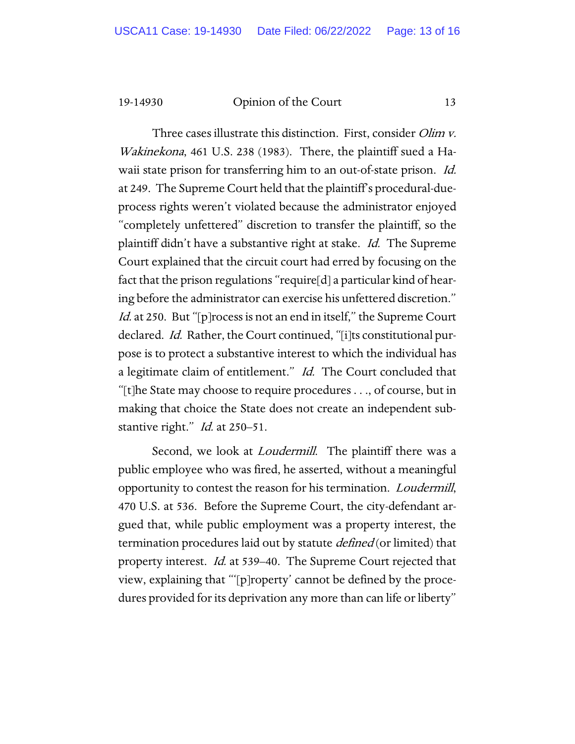Three cases illustrate this distinction. First, consider *Olim v. Wakinekona*, 461 U.S. 238 (1983). There, the plaintiff sued a Hawaii state prison for transferring him to an out-of-state prison. *Id.* at 249. The Supreme Court held that the plaintiff's procedural-due-process rights weren't violated because the administrator enjoyed "completely unfettered" discretion to transfer the plaintiff, so the plaintiff didn't have a substantive right at stake. *Id.* The Supreme Court explained that the circuit court had erred by focusing on the fact that the prison regulations "require[d] a particular kind of hearing before the administrator can exercise his unfettered discretion." *Id.* at 250. But "[p]rocess is not an end in itself," the Supreme Court declared. *Id.* Rather, the Court continued, "[i]ts constitutional purpose is to protect a substantive interest to which the individual has a legitimate claim of entitlement." *Id.* The Court concluded that "[t]he State may choose to require procedures . . ., of course, but in making that choice the State does not create an independent substantive right." *Id.* at 250–51.

Second, we look at *Loudermill*. The plaintiff there was a public employee who was fired, he asserted, without a meaningful opportunity to contest the reason for his termination. *Loudermill*, 470 U.S. at 536. Before the Supreme Court, the city-defendant argued that, while public employment was a property interest, the termination procedures laid out by statute *defined* (or limited) that property interest. *Id.* at 539–40. The Supreme Court rejected that view, explaining that "'[p]roperty' cannot be defined by the procedures provided for its deprivation any more than can life or liberty"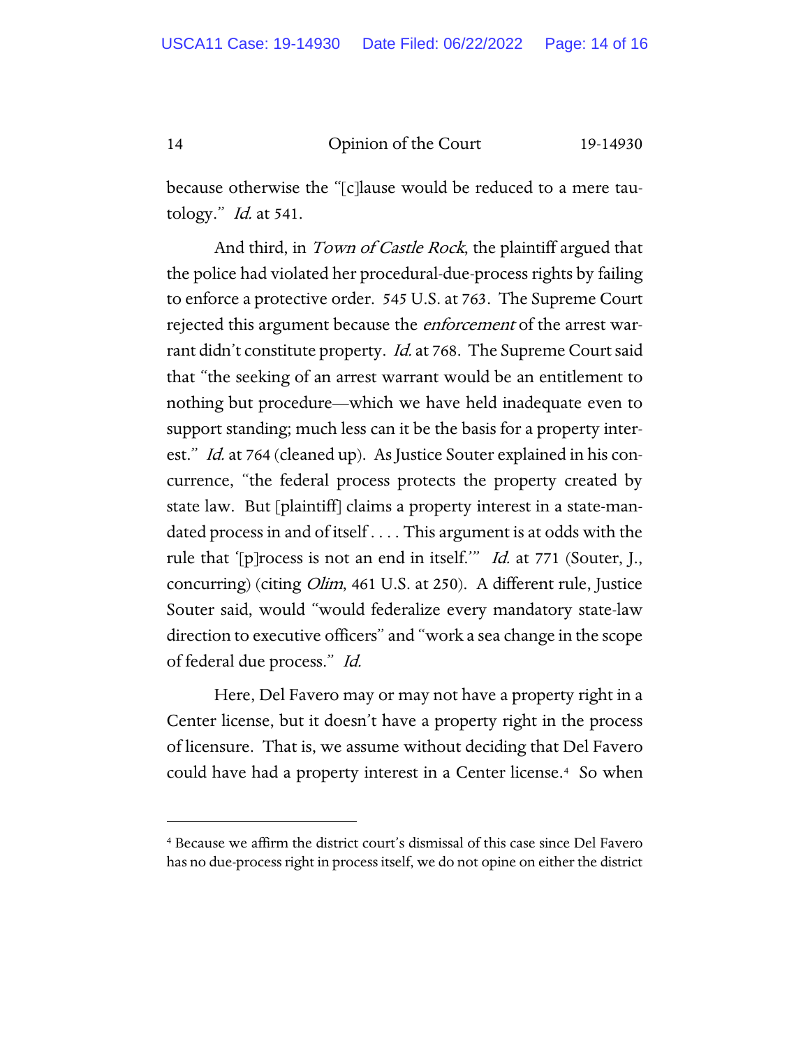because otherwise the "[c]lause would be reduced to a mere tautology." *Id.* at 541.

And third, in *Town of Castle Rock*, the plaintiff argued that the police had violated her procedural-due-process rights by failing to enforce a protective order. 545 U.S. at 763. The Supreme Court rejected this argument because the *enforcement* of the arrest warrant didn't constitute property. *Id.* at 768. The Supreme Court said that "the seeking of an arrest warrant would be an entitlement to nothing but procedure—which we have held inadequate even to support standing; much less can it be the basis for a property interest." *Id.* at 764 (cleaned up). As Justice Souter explained in his concurrence, "the federal process protects the property created by state law. But [plaintiff] claims a property interest in a state-mandated process in and of itself . . . . This argument is at odds with the rule that '[p]rocess is not an end in itself.'" *Id.* at 771 (Souter, J., concurring) (citing *Olim*, 461 U.S. at 250). A different rule, Justice Souter said, would "would federalize every mandatory state-law direction to executive officers" and "work a sea change in the scope of federal due process." *Id.*

Here, Del Favero may or may not have a property right in a Center license, but it doesn't have a property right in the process of licensure. That is, we assume without deciding that Del Favero could have had a property interest in a Center license.[4] So when

[4] Because we affirm the district court's dismissal of this case since Del Favero has no due-process right in process itself, we do not opine on either the district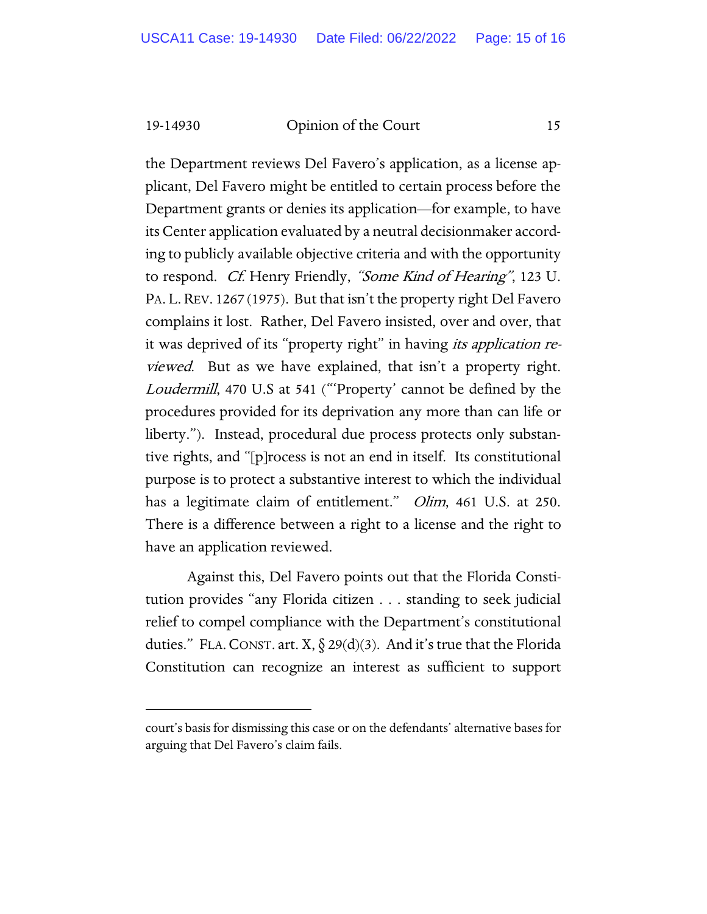the Department reviews Del Favero's application, as a license applicant, Del Favero might be entitled to certain process before the Department grants or denies its application—for example, to have its Center application evaluated by a neutral decisionmaker according to publicly available objective criteria and with the opportunity to respond. *Cf.* Henry Friendly, *"Some Kind of Hearing"*, 123 U. PA. L. REV. 1267 (1975). But that isn't the property right Del Favero complains it lost. Rather, Del Favero insisted, over and over, that it was deprived of its "property right" in having *its application reviewed*. But as we have explained, that isn't a property right. *Loudermill*, 470 U.S at 541 ("'Property' cannot be defined by the procedures provided for its deprivation any more than can life or liberty."). Instead, procedural due process protects only substantive rights, and "[p]rocess is not an end in itself. Its constitutional purpose is to protect a substantive interest to which the individual has a legitimate claim of entitlement." *Olim*, 461 U.S. at 250. There is a difference between a right to a license and the right to have an application reviewed.

Against this, Del Favero points out that the Florida Constitution provides "any Florida citizen . . . standing to seek judicial relief to compel compliance with the Department's constitutional duties." FLA. CONST. art. X, § 29(d)(3). And it's true that the Florida Constitution can recognize an interest as sufficient to support

---

court's basis for dismissing this case or on the defendants' alternative bases for arguing that Del Favero's claim fails.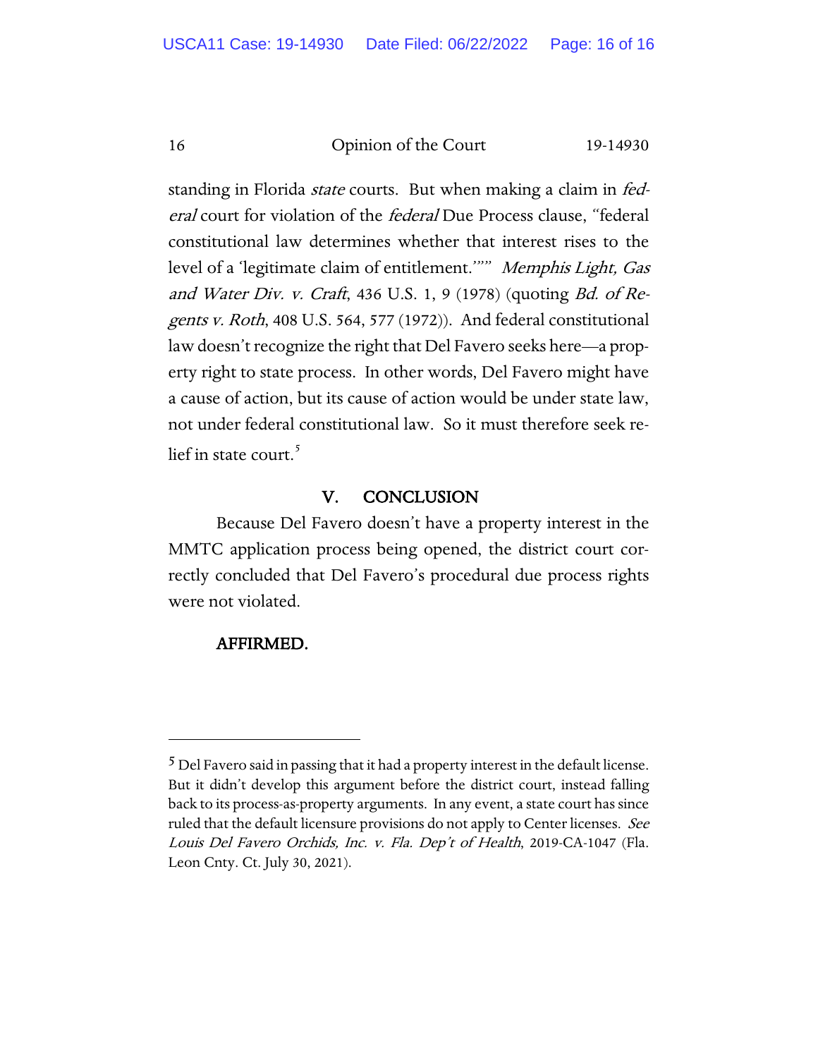standing in Florida *state* courts. But when making a claim in *federal* court for violation of the *federal* Due Process clause, "federal constitutional law determines whether that interest rises to the level of a 'legitimate claim of entitlement.'"" *Memphis Light, Gas and Water Div. v. Craft*, 436 U.S. 1, 9 (1978) (quoting *Bd. of Regents v. Roth*, 408 U.S. 564, 577 (1972)). And federal constitutional law doesn't recognize the right that Del Favero seeks here—a property right to state process. In other words, Del Favero might have a cause of action, but its cause of action would be under state law, not under federal constitutional law. So it must therefore seek relief in state court.[5]

## V. CONCLUSION

Because Del Favero doesn't have a property interest in the MMTC application process being opened, the district court correctly concluded that Del Favero's procedural due process rights were not violated.

**AFFIRMED.**

---

[5] Del Favero said in passing that it had a property interest in the default license. But it didn't develop this argument before the district court, instead falling back to its process-as-property arguments. In any event, a state court has since ruled that the default licensure provisions do not apply to Center licenses. *See Louis Del Favero Orchids, Inc. v. Fla. Dep't of Health*, 2019-CA-1047 (Fla. Leon Cnty. Ct. July 30, 2021).